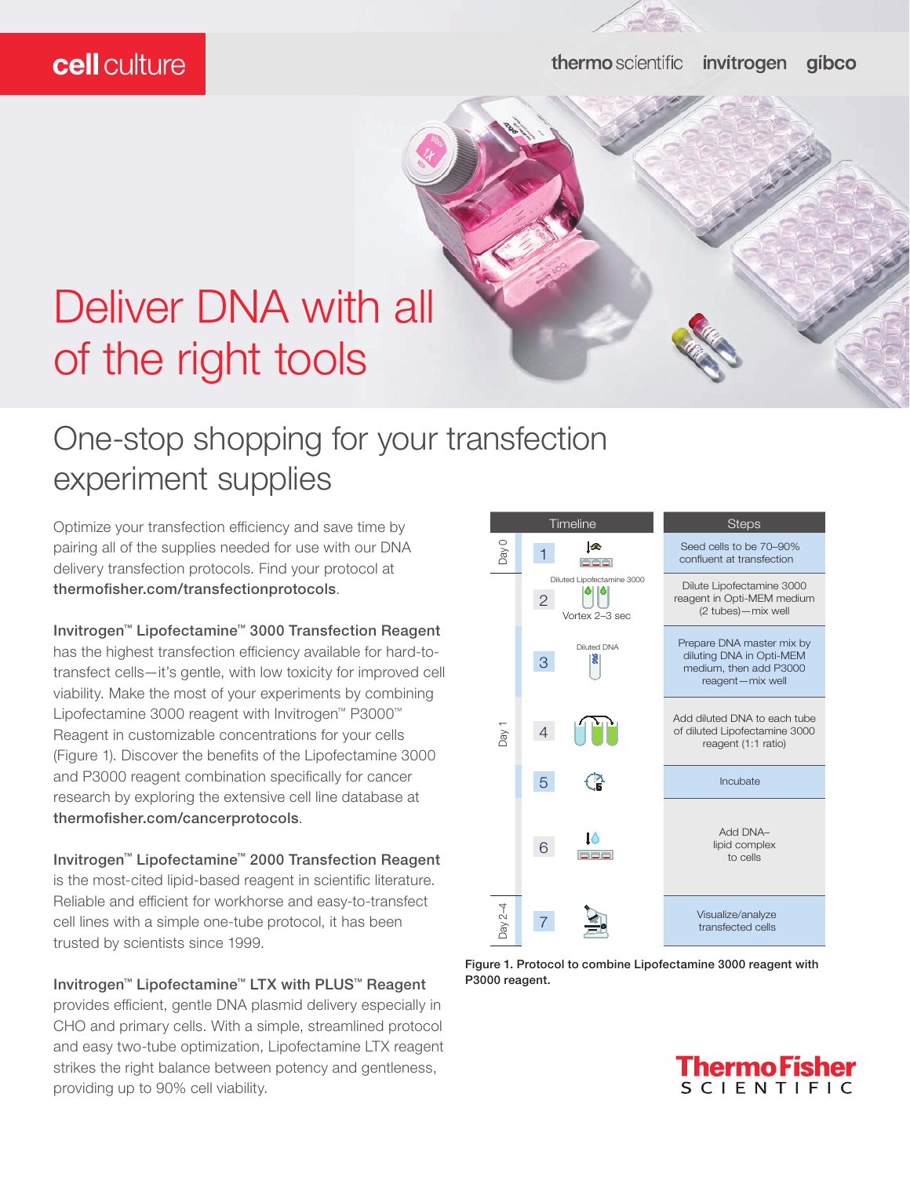cell culture

# Deliver DNA with all of the right tools

## One-stop shopping for your transfection experiment supplies

Optimize your transfection efficiency and save time by pairing all of the supplies needed for use with our DNA delivery transfection protocols. Find your protocol at **thermofisher.com/transfectionprotocols**.

**Invitrogen™ Lipofectamine™ 3000 Transfection Reagent** has the highest transfection efficiency available for hard-to-transfect cells—it's gentle, with low toxicity for improved cell viability. Make the most of your experiments by combining Lipofectamine 3000 reagent with Invitrogen™ P3000™ Reagent in customizable concentrations for your cells (Figure 1). Discover the benefits of the Lipofectamine 3000 and P3000 reagent combination specifically for cancer research by exploring the extensive cell line database at **thermofisher.com/cancerprotocols**.

**Invitrogen™ Lipofectamine™ 2000 Transfection Reagent** is the most-cited lipid-based reagent in scientific literature. Reliable and efficient for workhorse and easy-to-transfect cell lines with a simple one-tube protocol, it has been trusted by scientists since 1999.

**Invitrogen™ Lipofectamine™ LTX with PLUS™ Reagent** provides efficient, gentle DNA plasmid delivery especially in CHO and primary cells. With a simple, streamlined protocol and easy two-tube optimization, Lipofectamine LTX reagent strikes the right balance between potency and gentleness, providing up to 90% cell viability.

| Day | Timeline | Steps |
|---|---|---|
| Day 0 | 1 | Seed cells to be 70–90% confluent at transfection |
| Day 1 | 2 — Diluted Lipofectamine 3000; Vortex 2–3 sec | Dilute Lipofectamine 3000 reagent in Opti-MEM medium (2 tubes)—mix well |
| | 3 — Diluted DNA | Prepare DNA master mix by diluting DNA in Opti-MEM medium, then add P3000 reagent—mix well |
| | 4 | Add diluted DNA to each tube of diluted Lipofectamine 3000 reagent (1:1 ratio) |
| | 5 | Incubate |
| | 6 | Add DNA–lipid complex to cells |
| Day 2–4 | 7 | Visualize/analyze transfected cells |

**Figure 1. Protocol to combine Lipofectamine 3000 reagent with P3000 reagent.**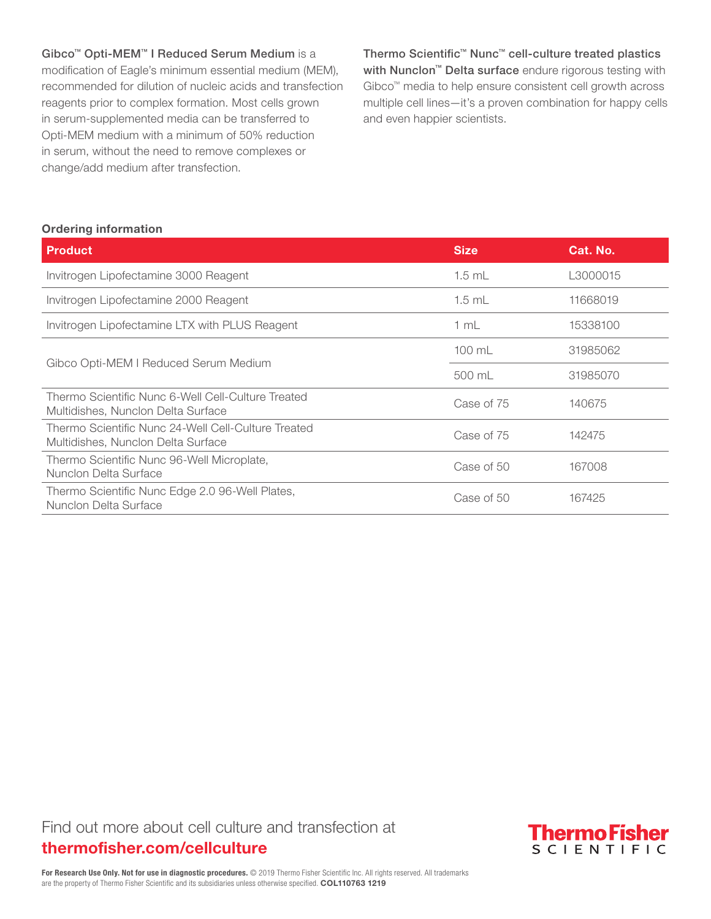**Gibco™ Opti-MEM™ I Reduced Serum Medium** is a modification of Eagle's minimum essential medium (MEM), recommended for dilution of nucleic acids and transfection reagents prior to complex formation. Most cells grown in serum-supplemented media can be transferred to Opti-MEM medium with a minimum of 50% reduction in serum, without the need to remove complexes or change/add medium after transfection.

**Thermo Scientific™ Nunc™ cell-culture treated plastics with Nunclon™ Delta surface** endure rigorous testing with Gibco™ media to help ensure consistent cell growth across multiple cell lines—it's a proven combination for happy cells and even happier scientists.

### Ordering information

| Product | Size | Cat. No. |
|---|---|---|
| Invitrogen Lipofectamine 3000 Reagent | 1.5 mL | L3000015 |
| Invitrogen Lipofectamine 2000 Reagent | 1.5 mL | 11668019 |
| Invitrogen Lipofectamine LTX with PLUS Reagent | 1 mL | 15338100 |
| Gibco Opti-MEM I Reduced Serum Medium | 100 mL | 31985062 |
| | 500 mL | 31985070 |
| Thermo Scientific Nunc 6-Well Cell-Culture Treated Multidishes, Nunclon Delta Surface | Case of 75 | 140675 |
| Thermo Scientific Nunc 24-Well Cell-Culture Treated Multidishes, Nunclon Delta Surface | Case of 75 | 142475 |
| Thermo Scientific Nunc 96-Well Microplate, Nunclon Delta Surface | Case of 50 | 167008 |
| Thermo Scientific Nunc Edge 2.0 96-Well Plates, Nunclon Delta Surface | Case of 50 | 167425 |

Find out more about cell culture and transfection at
**thermofisher.com/cellculture**

ThermoFisher SCIENTIFIC

**For Research Use Only. Not for use in diagnostic procedures.** © 2019 Thermo Fisher Scientific Inc. All rights reserved. All trademarks are the property of Thermo Fisher Scientific and its subsidiaries unless otherwise specified. **COL110763 1219**